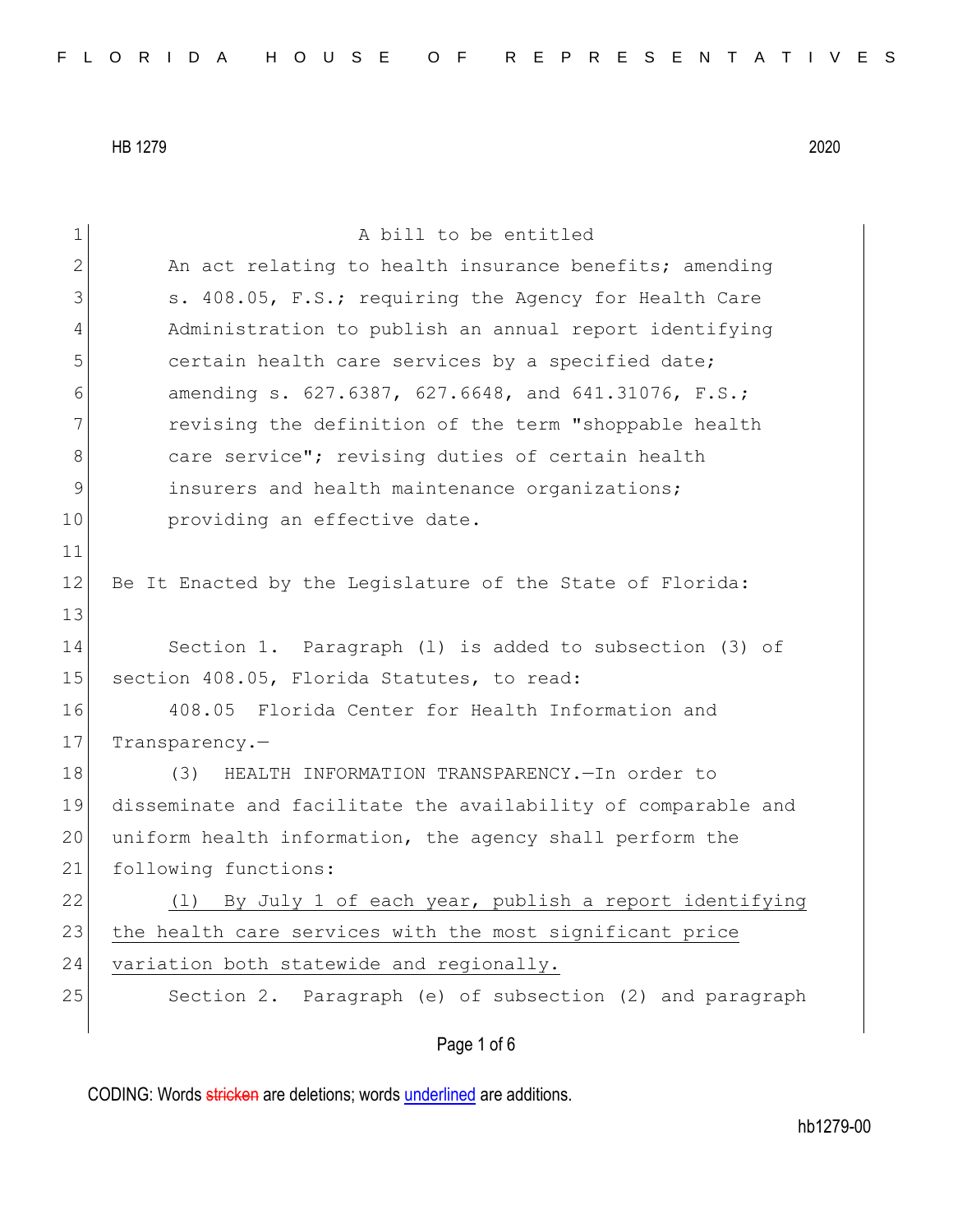HB 1279 2020

A bill to be entitled

An act relating to health insurance benefits; amending s. 408.05, F.S.; requiring the Agency for Health Care Administration to publish an annual report identifying certain health care services by a specified date; amending s. 627.6387, 627.6648, and 641.31076, F.S.; revising the definition of the term "shoppable health care service"; revising duties of certain health insurers and health maintenance organizations; providing an effective date.

Be It Enacted by the Legislature of the State of Florida:

Section 1. Paragraph (l) is added to subsection (3) of section 408.05, Florida Statutes, to read:

408.05 Florida Center for Health Information and Transparency.—

(3) HEALTH INFORMATION TRANSPARENCY.—In order to disseminate and facilitate the availability of comparable and uniform health information, the agency shall perform the following functions:

<u>(l) By July 1 of each year, publish a report identifying the health care services with the most significant price variation both statewide and regionally.</u>

Section 2. Paragraph (e) of subsection (2) and paragraph

CODING: Words ~~stricken~~ are deletions; words <u>underlined</u> are additions.

hb1279-00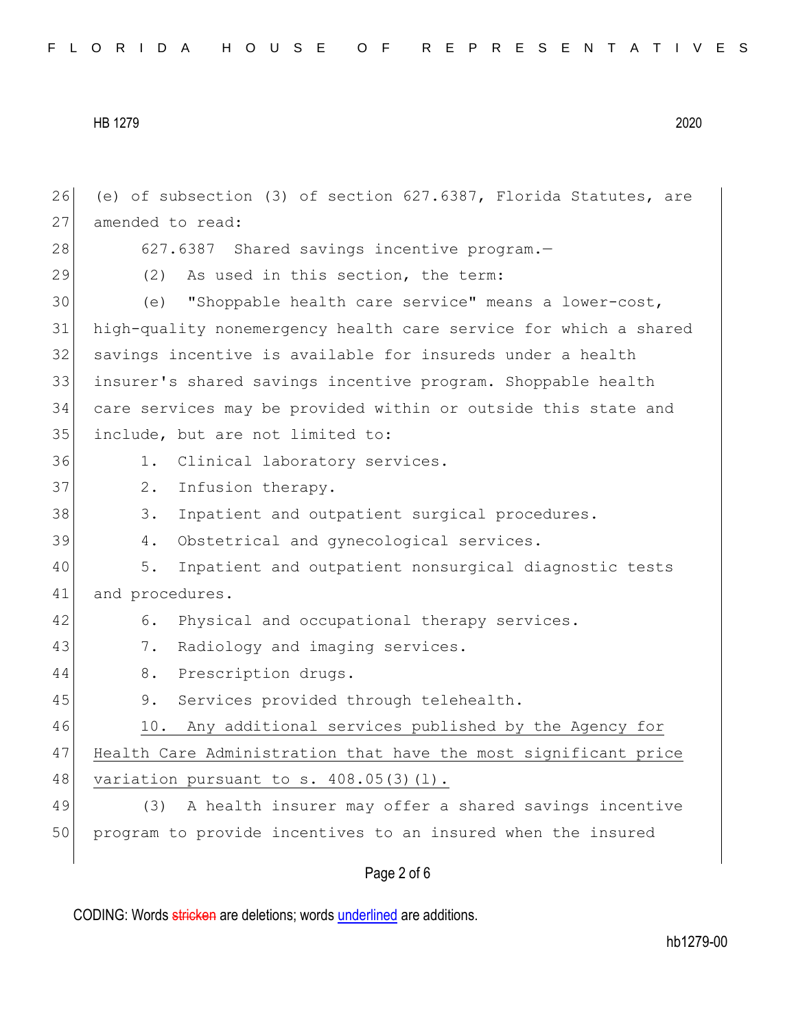(e) of subsection (3) of section 627.6387, Florida Statutes, are amended to read:

627.6387 Shared savings incentive program.—

(2) As used in this section, the term:

(e) "Shoppable health care service" means a lower-cost, high-quality nonemergency health care service for which a shared savings incentive is available for insureds under a health insurer's shared savings incentive program. Shoppable health care services may be provided within or outside this state and include, but are not limited to:

1. Clinical laboratory services.
2. Infusion therapy.
3. Inpatient and outpatient surgical procedures.
4. Obstetrical and gynecological services.
5. Inpatient and outpatient nonsurgical diagnostic tests and procedures.
6. Physical and occupational therapy services.
7. Radiology and imaging services.
8. Prescription drugs.
9. Services provided through telehealth.
10. <u>Any additional services published by the Agency for Health Care Administration that have the most significant price variation pursuant to s. 408.05(3)(l).</u>

(3) A health insurer may offer a shared savings incentive program to provide incentives to an insured when the insured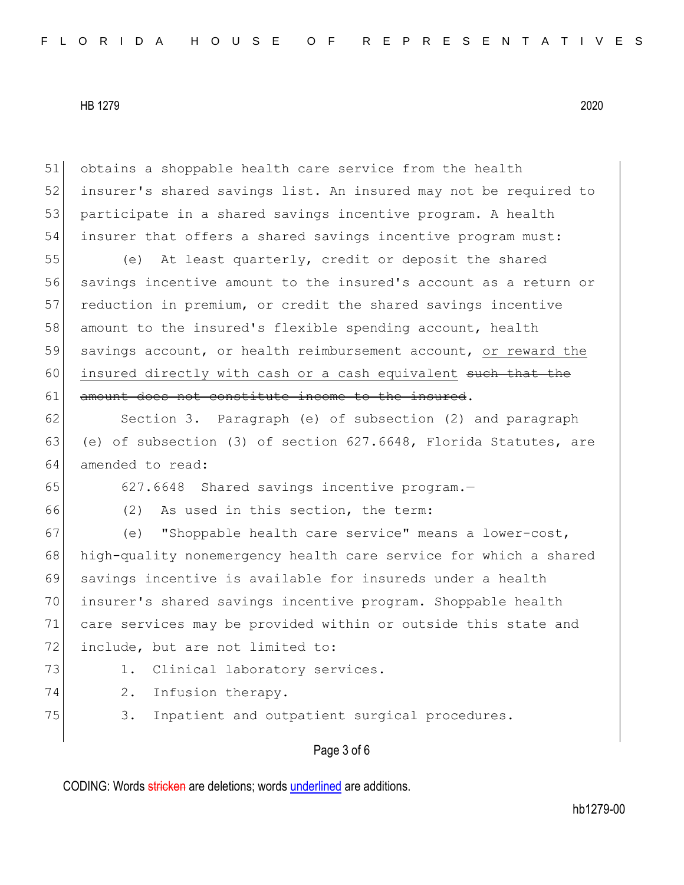obtains a shoppable health care service from the health insurer's shared savings list. An insured may not be required to participate in a shared savings incentive program. A health insurer that offers a shared savings incentive program must:

(e) At least quarterly, credit or deposit the shared savings incentive amount to the insured's account as a return or reduction in premium, or credit the shared savings incentive amount to the insured's flexible spending account, health savings account, or health reimbursement account, <u>or reward the insured directly with cash or a cash equivalent</u> ~~such that the amount does not constitute income to the insured~~.

Section 3. Paragraph (e) of subsection (2) and paragraph (e) of subsection (3) of section 627.6648, Florida Statutes, are amended to read:

627.6648 Shared savings incentive program.—

(2) As used in this section, the term:

(e) "Shoppable health care service" means a lower-cost, high-quality nonemergency health care service for which a shared savings incentive is available for insureds under a health insurer's shared savings incentive program. Shoppable health care services may be provided within or outside this state and include, but are not limited to:

1. Clinical laboratory services.
2. Infusion therapy.
3. Inpatient and outpatient surgical procedures.

CODING: Words ~~stricken~~ are deletions; words <u>underlined</u> are additions.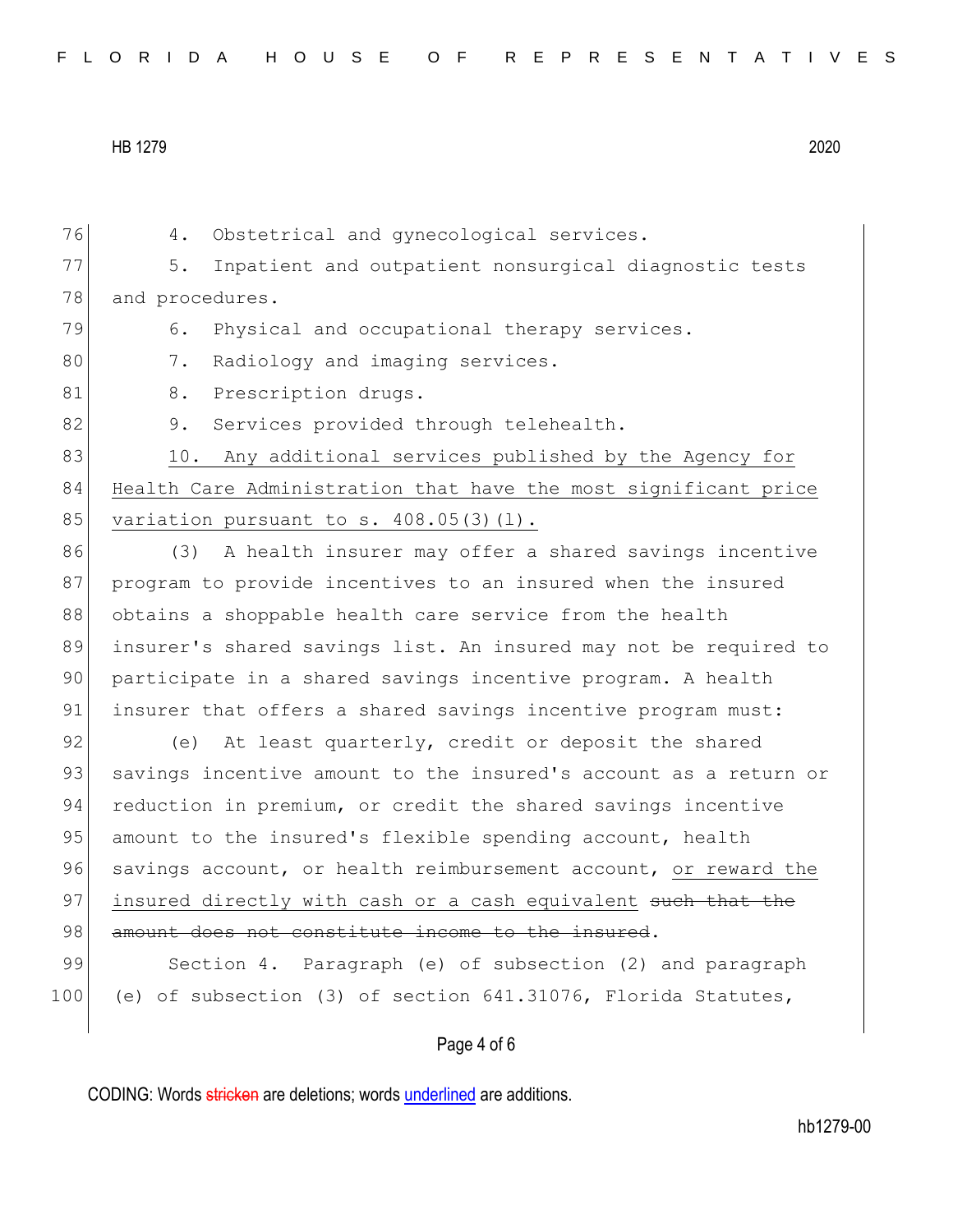4. Obstetrical and gynecological services.

5. Inpatient and outpatient nonsurgical diagnostic tests and procedures.

6. Physical and occupational therapy services.

7. Radiology and imaging services.

8. Prescription drugs.

9. Services provided through telehealth.

<u>10. Any additional services published by the Agency for Health Care Administration that have the most significant price variation pursuant to s. 408.05(3)(l).</u>

(3) A health insurer may offer a shared savings incentive program to provide incentives to an insured when the insured obtains a shoppable health care service from the health insurer's shared savings list. An insured may not be required to participate in a shared savings incentive program. A health insurer that offers a shared savings incentive program must:

(e) At least quarterly, credit or deposit the shared savings incentive amount to the insured's account as a return or reduction in premium, or credit the shared savings incentive amount to the insured's flexible spending account, health savings account, or health reimbursement account, <u>or reward the insured directly with cash or a cash equivalent</u> ~~such that the amount does not constitute income to the insured~~.

Section 4. Paragraph (e) of subsection (2) and paragraph (e) of subsection (3) of section 641.31076, Florida Statutes,

CODING: Words ~~stricken~~ are deletions; words <u>underlined</u> are additions.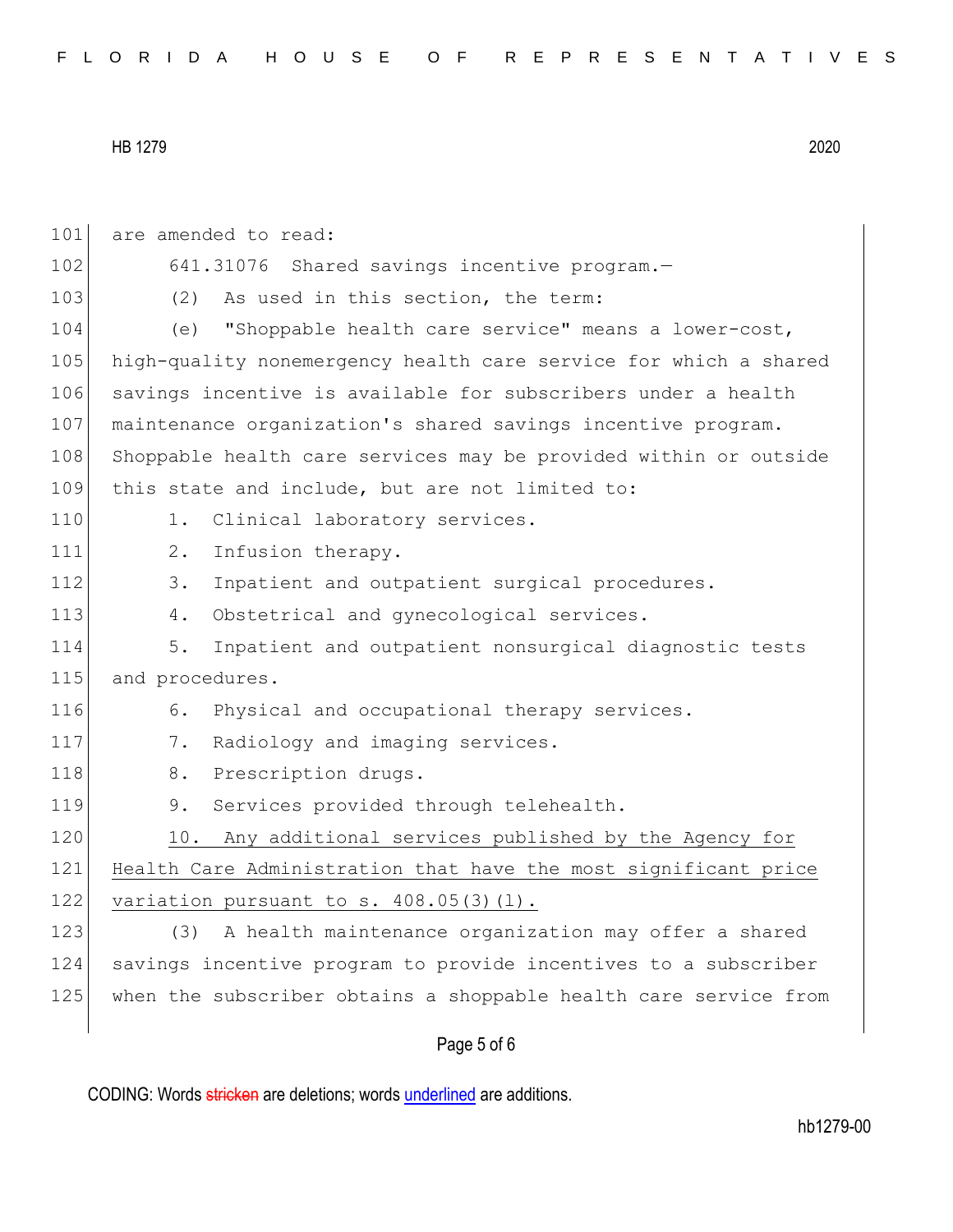are amended to read:

641.31076 Shared savings incentive program.—

(2) As used in this section, the term:

(e) "Shoppable health care service" means a lower-cost, high-quality nonemergency health care service for which a shared savings incentive is available for subscribers under a health maintenance organization's shared savings incentive program. Shoppable health care services may be provided within or outside this state and include, but are not limited to:

1. Clinical laboratory services.
2. Infusion therapy.
3. Inpatient and outpatient surgical procedures.
4. Obstetrical and gynecological services.
5. Inpatient and outpatient nonsurgical diagnostic tests and procedures.
6. Physical and occupational therapy services.
7. Radiology and imaging services.
8. Prescription drugs.
9. Services provided through telehealth.
10. <u>Any additional services published by the Agency for Health Care Administration that have the most significant price variation pursuant to s. 408.05(3)(l).</u>

(3) A health maintenance organization may offer a shared savings incentive program to provide incentives to a subscriber when the subscriber obtains a shoppable health care service from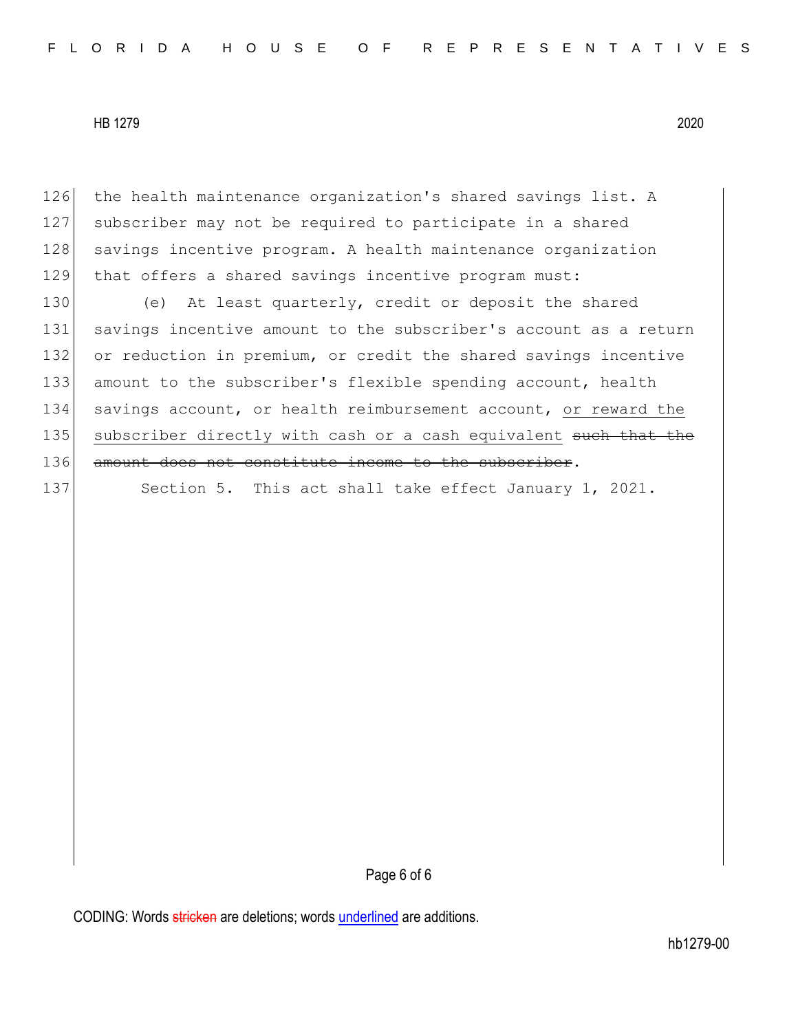126 the health maintenance organization's shared savings list. A
127 subscriber may not be required to participate in a shared
128 savings incentive program. A health maintenance organization
129 that offers a shared savings incentive program must:

130 (e) At least quarterly, credit or deposit the shared
131 savings incentive amount to the subscriber's account as a return
132 or reduction in premium, or credit the shared savings incentive
133 amount to the subscriber's flexible spending account, health
134 savings account, or health reimbursement account, <u>or reward the</u>
135 <u>subscriber directly with cash or a cash equivalent</u> ~~such that the~~
136 ~~amount does not constitute income to the subscriber~~.

137 Section 5. This act shall take effect January 1, 2021.

CODING: Words ~~stricken~~ are deletions; words <u>underlined</u> are additions.